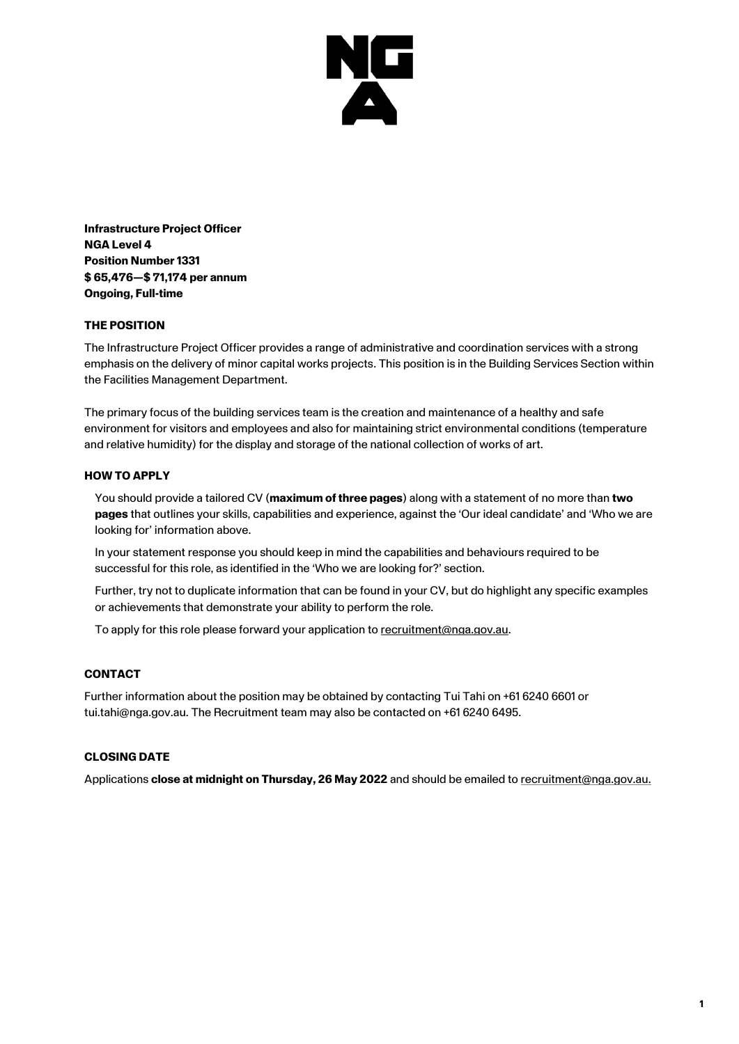**Infrastructure Project Officer**
**NGA Level 4**
**Position Number 1331**
**$ 65,476—$ 71,174 per annum**
**Ongoing, Full-time**

## THE POSITION

The Infrastructure Project Officer provides a range of administrative and coordination services with a strong emphasis on the delivery of minor capital works projects. This position is in the Building Services Section within the Facilities Management Department.

The primary focus of the building services team is the creation and maintenance of a healthy and safe environment for visitors and employees and also for maintaining strict environmental conditions (temperature and relative humidity) for the display and storage of the national collection of works of art.

## HOW TO APPLY

You should provide a tailored CV (**maximum of three pages**) along with a statement of no more than **two pages** that outlines your skills, capabilities and experience, against the 'Our ideal candidate' and 'Who we are looking for' information above.

In your statement response you should keep in mind the capabilities and behaviours required to be successful for this role, as identified in the 'Who we are looking for?' section.

Further, try not to duplicate information that can be found in your CV, but do highlight any specific examples or achievements that demonstrate your ability to perform the role.

To apply for this role please forward your application to recruitment@nga.gov.au.

## CONTACT

Further information about the position may be obtained by contacting Tui Tahi on +61 6240 6601 or tui.tahi@nga.gov.au. The Recruitment team may also be contacted on +61 6240 6495.

## CLOSING DATE

Applications **close at midnight on Thursday, 26 May 2022** and should be emailed to recruitment@nga.gov.au.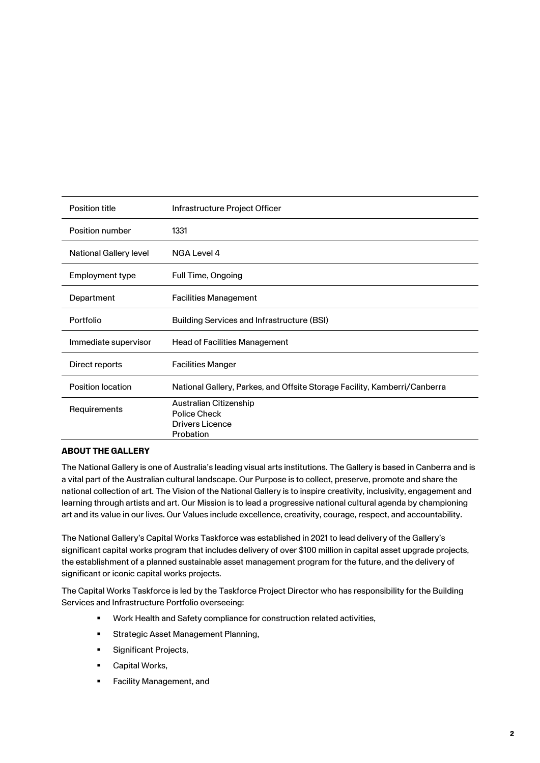| Position title | Infrastructure Project Officer |
|---|---|
| Position number | 1331 |
| National Gallery level | NGA Level 4 |
| Employment type | Full Time, Ongoing |
| Department | Facilities Management |
| Portfolio | Building Services and Infrastructure (BSI) |
| Immediate supervisor | Head of Facilities Management |
| Direct reports | Facilities Manger |
| Position location | National Gallery, Parkes, and Offsite Storage Facility, Kamberri/Canberra |
| Requirements | Australian Citizenship<br>Police Check<br>Drivers Licence<br>Probation |

**ABOUT THE GALLERY**

The National Gallery is one of Australia's leading visual arts institutions. The Gallery is based in Canberra and is a vital part of the Australian cultural landscape. Our Purpose is to collect, preserve, promote and share the national collection of art. The Vision of the National Gallery is to inspire creativity, inclusivity, engagement and learning through artists and art. Our Mission is to lead a progressive national cultural agenda by championing art and its value in our lives. Our Values include excellence, creativity, courage, respect, and accountability.

The National Gallery's Capital Works Taskforce was established in 2021 to lead delivery of the Gallery's significant capital works program that includes delivery of over $100 million in capital asset upgrade projects, the establishment of a planned sustainable asset management program for the future, and the delivery of significant or iconic capital works projects.

The Capital Works Taskforce is led by the Taskforce Project Director who has responsibility for the Building Services and Infrastructure Portfolio overseeing:

- Work Health and Safety compliance for construction related activities,
- Strategic Asset Management Planning,
- Significant Projects,
- Capital Works,
- Facility Management, and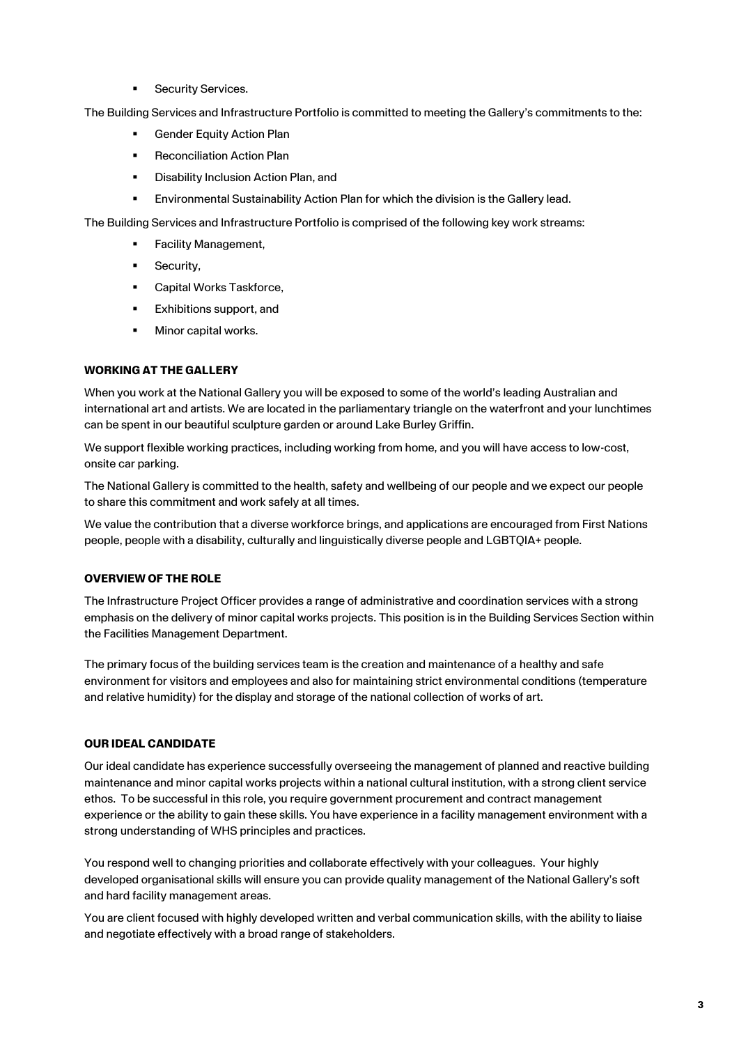- Security Services.

The Building Services and Infrastructure Portfolio is committed to meeting the Gallery's commitments to the:

- Gender Equity Action Plan
- Reconciliation Action Plan
- Disability Inclusion Action Plan, and
- Environmental Sustainability Action Plan for which the division is the Gallery lead.

The Building Services and Infrastructure Portfolio is comprised of the following key work streams:

- Facility Management,
- Security,
- Capital Works Taskforce,
- Exhibitions support, and
- Minor capital works.

## WORKING AT THE GALLERY

When you work at the National Gallery you will be exposed to some of the world's leading Australian and international art and artists. We are located in the parliamentary triangle on the waterfront and your lunchtimes can be spent in our beautiful sculpture garden or around Lake Burley Griffin.

We support flexible working practices, including working from home, and you will have access to low-cost, onsite car parking.

The National Gallery is committed to the health, safety and wellbeing of our people and we expect our people to share this commitment and work safely at all times.

We value the contribution that a diverse workforce brings, and applications are encouraged from First Nations people, people with a disability, culturally and linguistically diverse people and LGBTQIA+ people.

## OVERVIEW OF THE ROLE

The Infrastructure Project Officer provides a range of administrative and coordination services with a strong emphasis on the delivery of minor capital works projects. This position is in the Building Services Section within the Facilities Management Department.

The primary focus of the building services team is the creation and maintenance of a healthy and safe environment for visitors and employees and also for maintaining strict environmental conditions (temperature and relative humidity) for the display and storage of the national collection of works of art.

## OUR IDEAL CANDIDATE

Our ideal candidate has experience successfully overseeing the management of planned and reactive building maintenance and minor capital works projects within a national cultural institution, with a strong client service ethos. To be successful in this role, you require government procurement and contract management experience or the ability to gain these skills. You have experience in a facility management environment with a strong understanding of WHS principles and practices.

You respond well to changing priorities and collaborate effectively with your colleagues. Your highly developed organisational skills will ensure you can provide quality management of the National Gallery's soft and hard facility management areas.

You are client focused with highly developed written and verbal communication skills, with the ability to liaise and negotiate effectively with a broad range of stakeholders.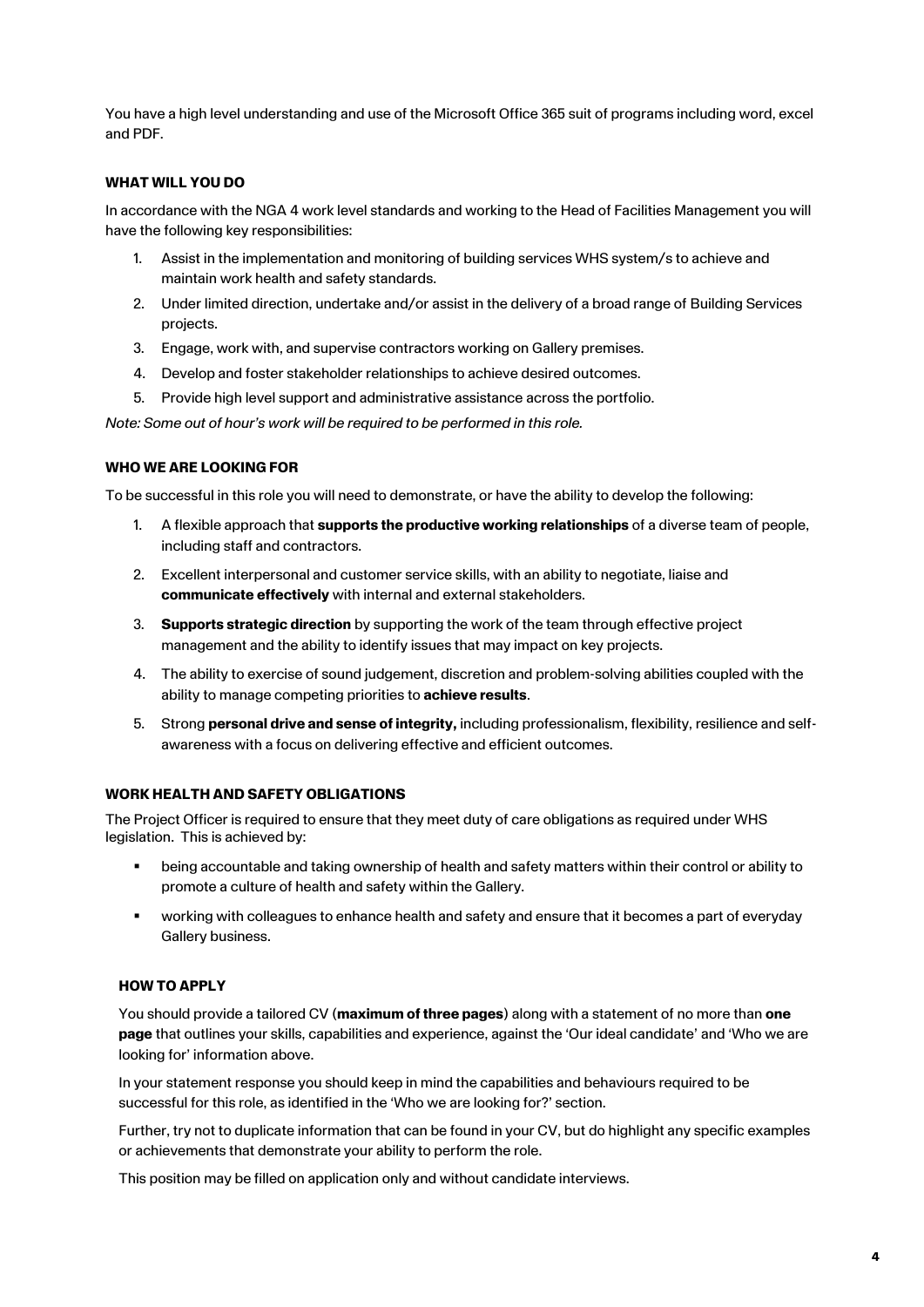You have a high level understanding and use of the Microsoft Office 365 suit of programs including word, excel and PDF.

### WHAT WILL YOU DO

In accordance with the NGA 4 work level standards and working to the Head of Facilities Management you will have the following key responsibilities:

1. Assist in the implementation and monitoring of building services WHS system/s to achieve and maintain work health and safety standards.
2. Under limited direction, undertake and/or assist in the delivery of a broad range of Building Services projects.
3. Engage, work with, and supervise contractors working on Gallery premises.
4. Develop and foster stakeholder relationships to achieve desired outcomes.
5. Provide high level support and administrative assistance across the portfolio.

*Note: Some out of hour's work will be required to be performed in this role.*

### WHO WE ARE LOOKING FOR

To be successful in this role you will need to demonstrate, or have the ability to develop the following:

1. A flexible approach that **supports the productive working relationships** of a diverse team of people, including staff and contractors.
2. Excellent interpersonal and customer service skills, with an ability to negotiate, liaise and **communicate effectively** with internal and external stakeholders.
3. **Supports strategic direction** by supporting the work of the team through effective project management and the ability to identify issues that may impact on key projects.
4. The ability to exercise of sound judgement, discretion and problem-solving abilities coupled with the ability to manage competing priorities to **achieve results**.
5. Strong **personal drive and sense of integrity,** including professionalism, flexibility, resilience and self-awareness with a focus on delivering effective and efficient outcomes.

### WORK HEALTH AND SAFETY OBLIGATIONS

The Project Officer is required to ensure that they meet duty of care obligations as required under WHS legislation. This is achieved by:

- being accountable and taking ownership of health and safety matters within their control or ability to promote a culture of health and safety within the Gallery.
- working with colleagues to enhance health and safety and ensure that it becomes a part of everyday Gallery business.

### HOW TO APPLY

You should provide a tailored CV (**maximum of three pages**) along with a statement of no more than **one page** that outlines your skills, capabilities and experience, against the 'Our ideal candidate' and 'Who we are looking for' information above.

In your statement response you should keep in mind the capabilities and behaviours required to be successful for this role, as identified in the 'Who we are looking for?' section.

Further, try not to duplicate information that can be found in your CV, but do highlight any specific examples or achievements that demonstrate your ability to perform the role.

This position may be filled on application only and without candidate interviews.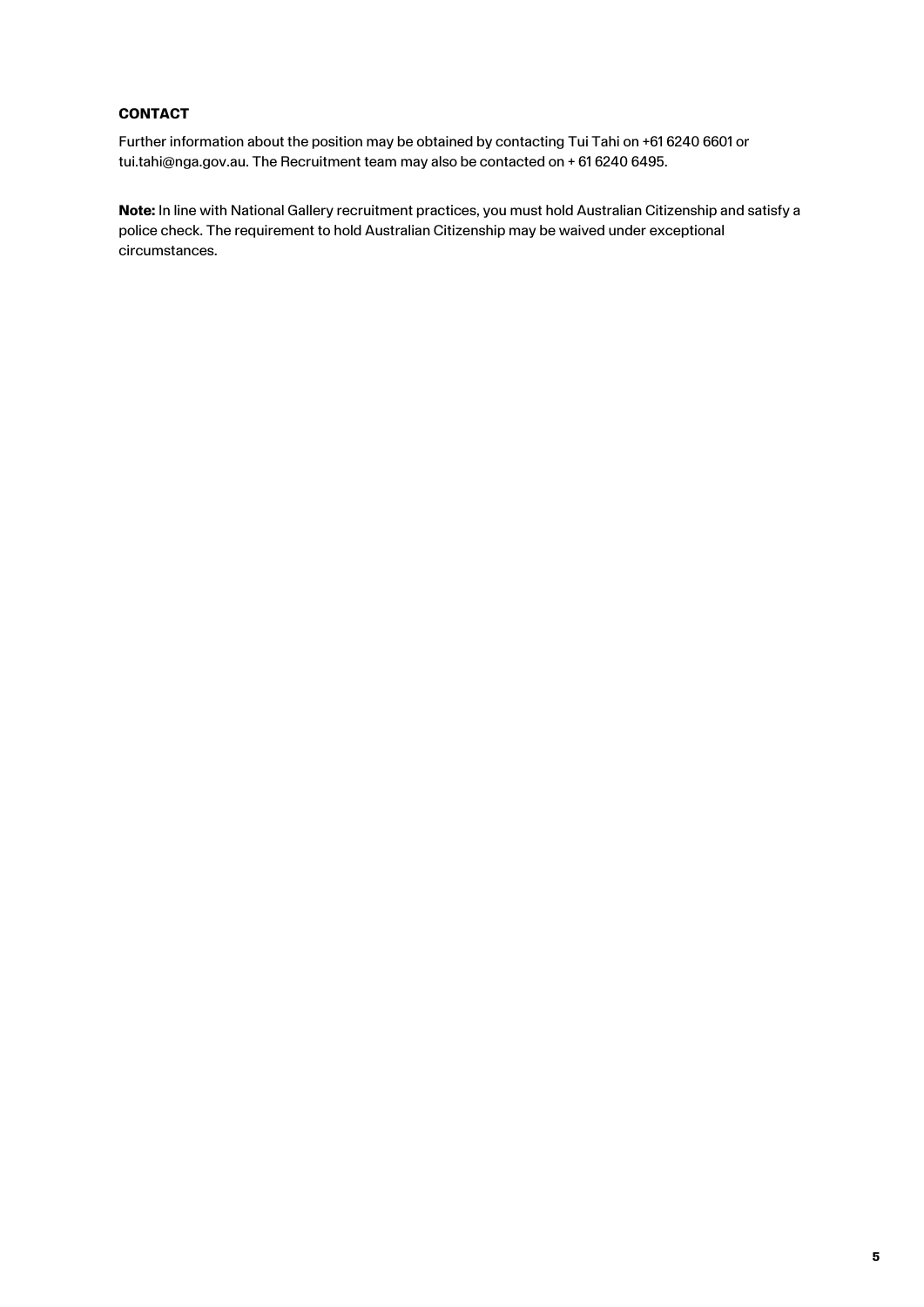**CONTACT**

Further information about the position may be obtained by contacting Tui Tahi on +61 6240 6601 or tui.tahi@nga.gov.au. The Recruitment team may also be contacted on + 61 6240 6495.

**Note:** In line with National Gallery recruitment practices, you must hold Australian Citizenship and satisfy a police check. The requirement to hold Australian Citizenship may be waived under exceptional circumstances.